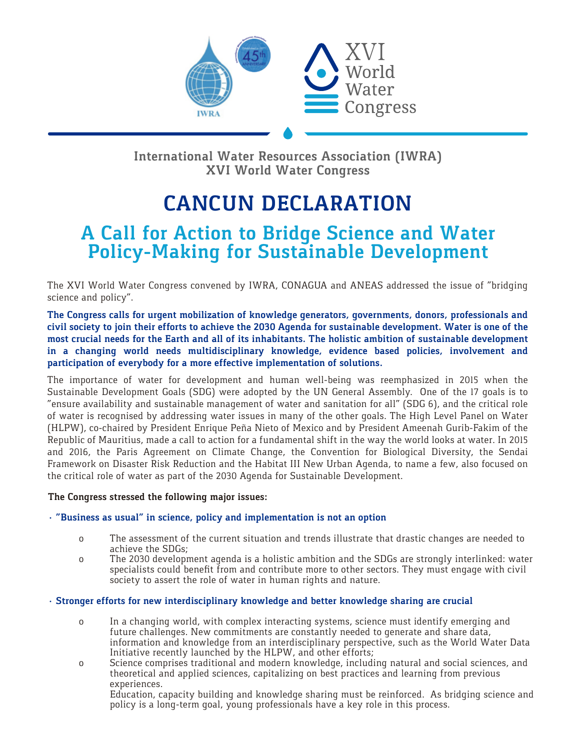International Water Resources Association (IWRA)
XVI World Water Congress

# CANCUN DECLARATION

## A Call for Action to Bridge Science and Water Policy-Making for Sustainable Development

The XVI World Water Congress convened by IWRA, CONAGUA and ANEAS addressed the issue of "bridging science and policy".

**The Congress calls for urgent mobilization of knowledge generators, governments, donors, professionals and civil society to join their efforts to achieve the 2030 Agenda for sustainable development. Water is one of the most crucial needs for the Earth and all of its inhabitants. The holistic ambition of sustainable development in a changing world needs multidisciplinary knowledge, evidence based policies, involvement and participation of everybody for a more effective implementation of solutions.**

The importance of water for development and human well-being was reemphasized in 2015 when the Sustainable Development Goals (SDG) were adopted by the UN General Assembly. One of the 17 goals is to "ensure availability and sustainable management of water and sanitation for all" (SDG 6), and the critical role of water is recognised by addressing water issues in many of the other goals. The High Level Panel on Water (HLPW), co-chaired by President Enrique Peña Nieto of Mexico and by President Ameenah Gurib-Fakim of the Republic of Mauritius, made a call to action for a fundamental shift in the way the world looks at water. In 2015 and 2016, the Paris Agreement on Climate Change, the Convention for Biological Diversity, the Sendai Framework on Disaster Risk Reduction and the Habitat III New Urban Agenda, to name a few, also focused on the critical role of water as part of the 2030 Agenda for Sustainable Development.

**The Congress stressed the following major issues:**

- **"Business as usual" in science, policy and implementation is not an option**
  - The assessment of the current situation and trends illustrate that drastic changes are needed to achieve the SDGs;
  - The 2030 development agenda is a holistic ambition and the SDGs are strongly interlinked: water specialists could benefit from and contribute more to other sectors. They must engage with civil society to assert the role of water in human rights and nature.

- **Stronger efforts for new interdisciplinary knowledge and better knowledge sharing are crucial**
  - In a changing world, with complex interacting systems, science must identify emerging and future challenges. New commitments are constantly needed to generate and share data, information and knowledge from an interdisciplinary perspective, such as the World Water Data Initiative recently launched by the HLPW, and other efforts;
  - Science comprises traditional and modern knowledge, including natural and social sciences, and theoretical and applied sciences, capitalizing on best practices and learning from previous experiences.
    Education, capacity building and knowledge sharing must be reinforced. As bridging science and policy is a long-term goal, young professionals have a key role in this process.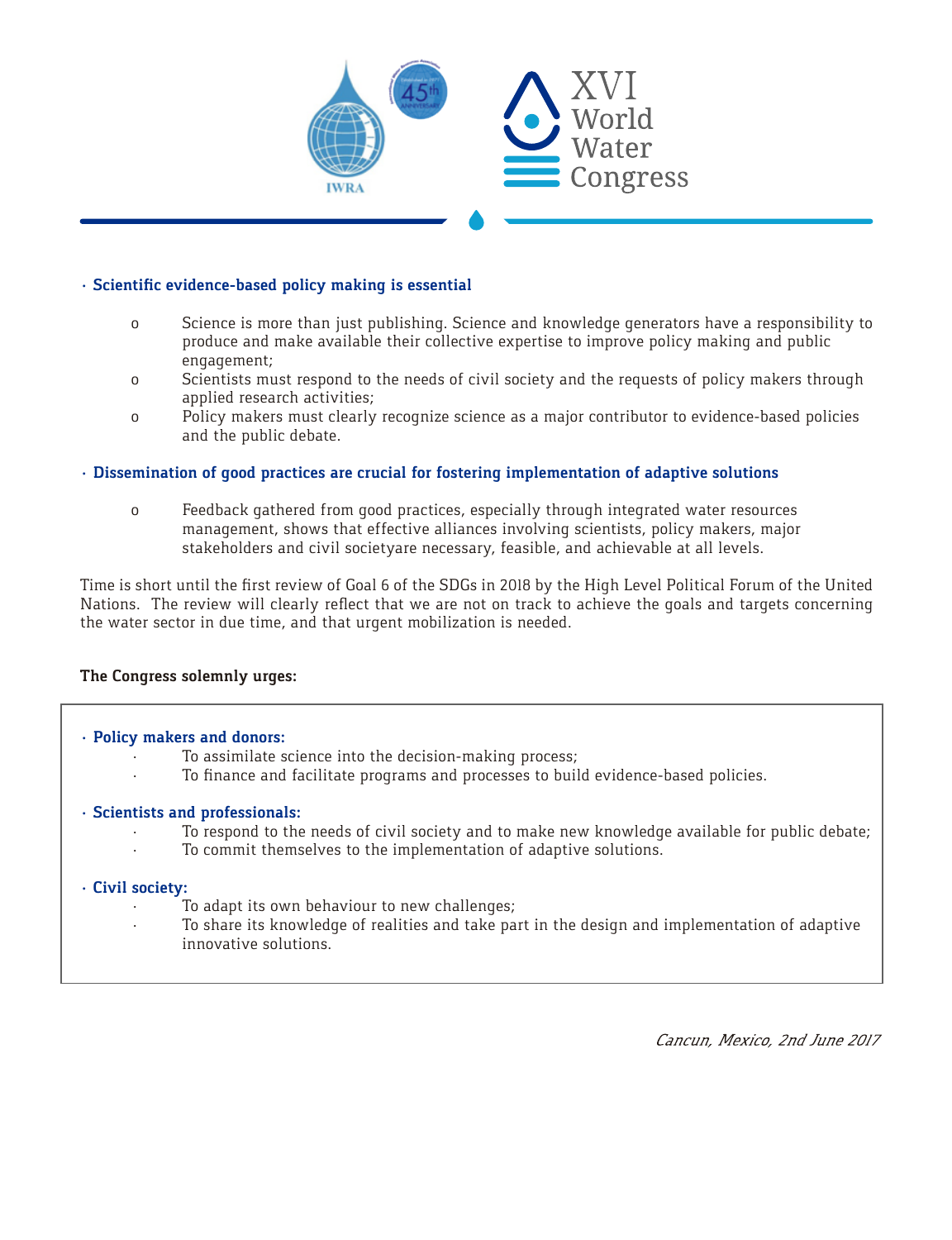- **Scientific evidence-based policy making is essential**
    - Science is more than just publishing. Science and knowledge generators have a responsibility to produce and make available their collective expertise to improve policy making and public engagement;
    - Scientists must respond to the needs of civil society and the requests of policy makers through applied research activities;
    - Policy makers must clearly recognize science as a major contributor to evidence-based policies and the public debate.

- **Dissemination of good practices are crucial for fostering implementation of adaptive solutions**
    - Feedback gathered from good practices, especially through integrated water resources management, shows that effective alliances involving scientists, policy makers, major stakeholders and civil societyare necessary, feasible, and achievable at all levels.

Time is short until the first review of Goal 6 of the SDGs in 2018 by the High Level Political Forum of the United Nations. The review will clearly reflect that we are not on track to achieve the goals and targets concerning the water sector in due time, and that urgent mobilization is needed.

**The Congress solemnly urges:**

- **Policy makers and donors:**
    - To assimilate science into the decision-making process;
    - To finance and facilitate programs and processes to build evidence-based policies.

- **Scientists and professionals:**
    - To respond to the needs of civil society and to make new knowledge available for public debate;
    - To commit themselves to the implementation of adaptive solutions.

- **Civil society:**
    - To adapt its own behaviour to new challenges;
    - To share its knowledge of realities and take part in the design and implementation of adaptive innovative solutions.

*Cancun, Mexico, 2nd June 2017*